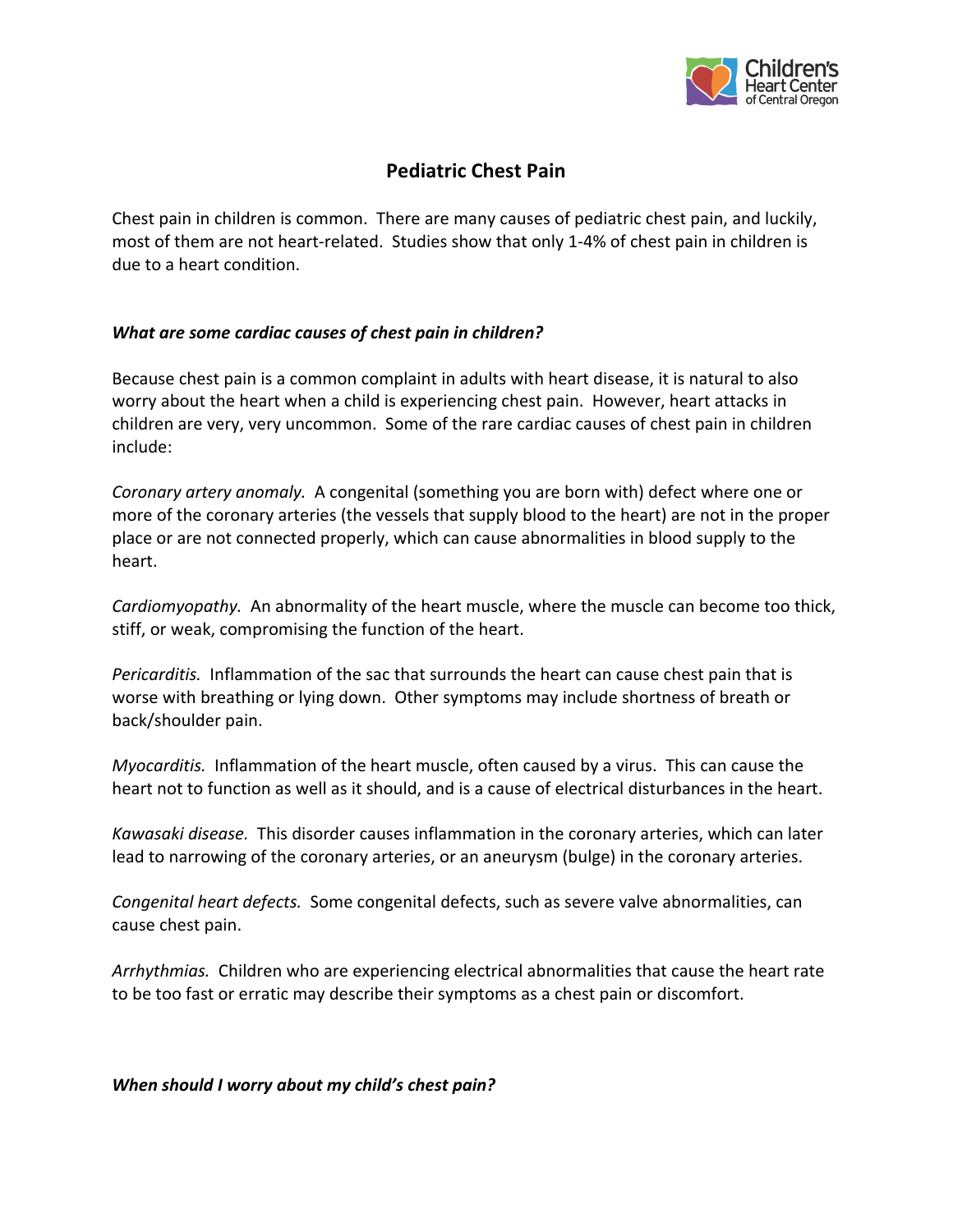# Pediatric Chest Pain

Chest pain in children is common. There are many causes of pediatric chest pain, and luckily, most of them are not heart-related. Studies show that only 1-4% of chest pain in children is due to a heart condition.

### *What are some cardiac causes of chest pain in children?*

Because chest pain is a common complaint in adults with heart disease, it is natural to also worry about the heart when a child is experiencing chest pain. However, heart attacks in children are very, very uncommon. Some of the rare cardiac causes of chest pain in children include:

*Coronary artery anomaly.* A congenital (something you are born with) defect where one or more of the coronary arteries (the vessels that supply blood to the heart) are not in the proper place or are not connected properly, which can cause abnormalities in blood supply to the heart.

*Cardiomyopathy.* An abnormality of the heart muscle, where the muscle can become too thick, stiff, or weak, compromising the function of the heart.

*Pericarditis.* Inflammation of the sac that surrounds the heart can cause chest pain that is worse with breathing or lying down. Other symptoms may include shortness of breath or back/shoulder pain.

*Myocarditis.* Inflammation of the heart muscle, often caused by a virus. This can cause the heart not to function as well as it should, and is a cause of electrical disturbances in the heart.

*Kawasaki disease.* This disorder causes inflammation in the coronary arteries, which can later lead to narrowing of the coronary arteries, or an aneurysm (bulge) in the coronary arteries.

*Congenital heart defects.* Some congenital defects, such as severe valve abnormalities, can cause chest pain.

*Arrhythmias.* Children who are experiencing electrical abnormalities that cause the heart rate to be too fast or erratic may describe their symptoms as a chest pain or discomfort.

### *When should I worry about my child's chest pain?*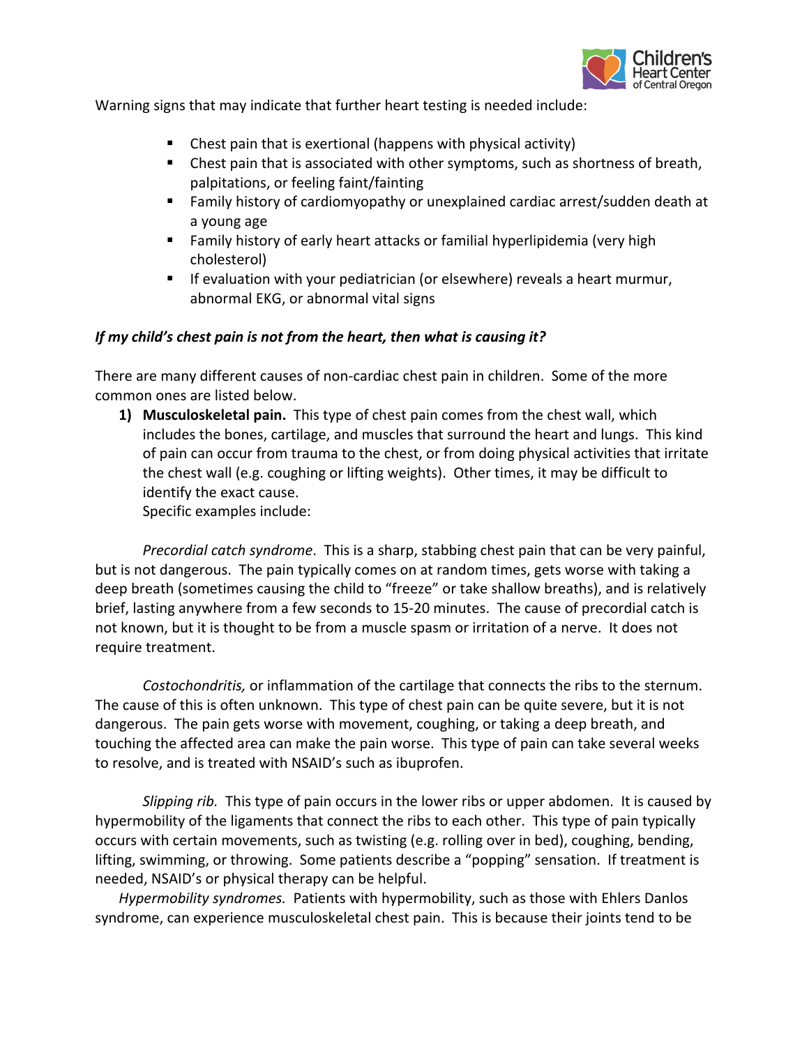Warning signs that may indicate that further heart testing is needed include:

- Chest pain that is exertional (happens with physical activity)
- Chest pain that is associated with other symptoms, such as shortness of breath, palpitations, or feeling faint/fainting
- Family history of cardiomyopathy or unexplained cardiac arrest/sudden death at a young age
- Family history of early heart attacks or familial hyperlipidemia (very high cholesterol)
- If evaluation with your pediatrician (or elsewhere) reveals a heart murmur, abnormal EKG, or abnormal vital signs

***If my child's chest pain is not from the heart, then what is causing it?***

There are many different causes of non-cardiac chest pain in children. Some of the more common ones are listed below.

1) **Musculoskeletal pain.** This type of chest pain comes from the chest wall, which includes the bones, cartilage, and muscles that surround the heart and lungs. This kind of pain can occur from trauma to the chest, or from doing physical activities that irritate the chest wall (e.g. coughing or lifting weights). Other times, it may be difficult to identify the exact cause.
   Specific examples include:

*Precordial catch syndrome*. This is a sharp, stabbing chest pain that can be very painful, but is not dangerous. The pain typically comes on at random times, gets worse with taking a deep breath (sometimes causing the child to "freeze" or take shallow breaths), and is relatively brief, lasting anywhere from a few seconds to 15-20 minutes. The cause of precordial catch is not known, but it is thought to be from a muscle spasm or irritation of a nerve. It does not require treatment.

*Costochondritis,* or inflammation of the cartilage that connects the ribs to the sternum. The cause of this is often unknown. This type of chest pain can be quite severe, but it is not dangerous. The pain gets worse with movement, coughing, or taking a deep breath, and touching the affected area can make the pain worse. This type of pain can take several weeks to resolve, and is treated with NSAID's such as ibuprofen.

*Slipping rib.* This type of pain occurs in the lower ribs or upper abdomen. It is caused by hypermobility of the ligaments that connect the ribs to each other. This type of pain typically occurs with certain movements, such as twisting (e.g. rolling over in bed), coughing, bending, lifting, swimming, or throwing. Some patients describe a "popping" sensation. If treatment is needed, NSAID's or physical therapy can be helpful.

*Hypermobility syndromes.* Patients with hypermobility, such as those with Ehlers Danlos syndrome, can experience musculoskeletal chest pain. This is because their joints tend to be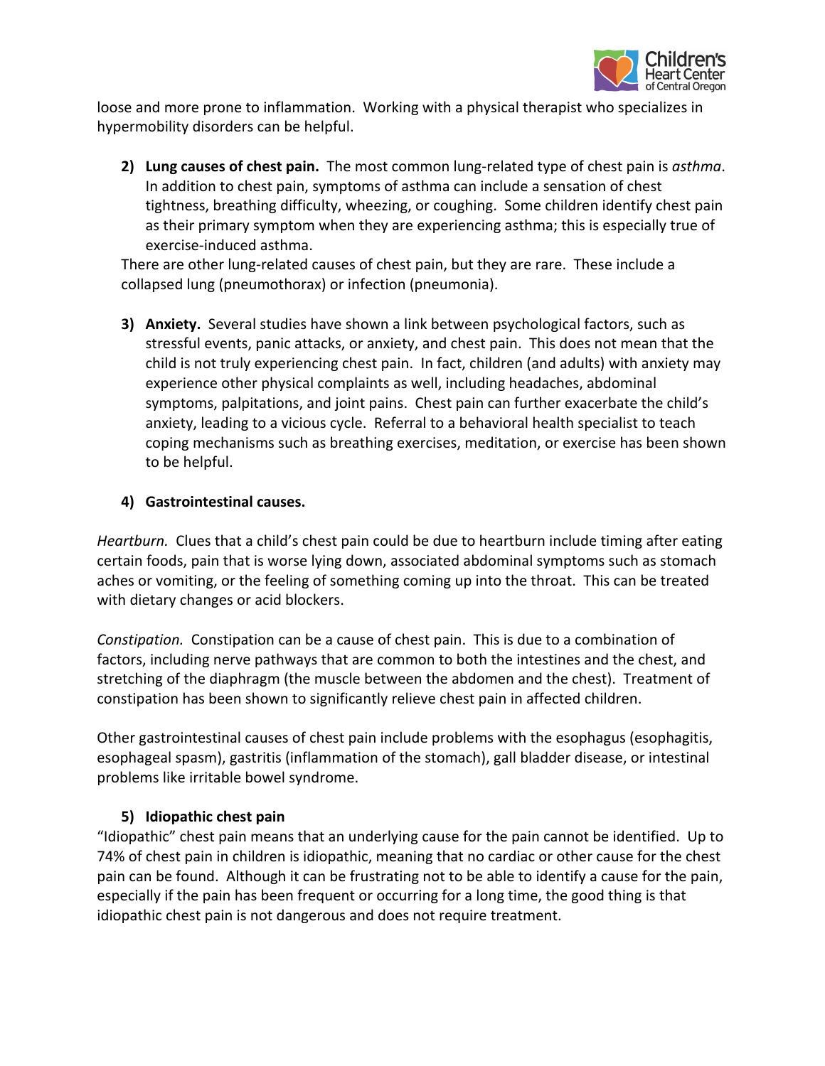loose and more prone to inflammation. Working with a physical therapist who specializes in hypermobility disorders can be helpful.

2) **Lung causes of chest pain.** The most common lung-related type of chest pain is *asthma*. In addition to chest pain, symptoms of asthma can include a sensation of chest tightness, breathing difficulty, wheezing, or coughing. Some children identify chest pain as their primary symptom when they are experiencing asthma; this is especially true of exercise-induced asthma.

There are other lung-related causes of chest pain, but they are rare. These include a collapsed lung (pneumothorax) or infection (pneumonia).

3) **Anxiety.** Several studies have shown a link between psychological factors, such as stressful events, panic attacks, or anxiety, and chest pain. This does not mean that the child is not truly experiencing chest pain. In fact, children (and adults) with anxiety may experience other physical complaints as well, including headaches, abdominal symptoms, palpitations, and joint pains. Chest pain can further exacerbate the child's anxiety, leading to a vicious cycle. Referral to a behavioral health specialist to teach coping mechanisms such as breathing exercises, meditation, or exercise has been shown to be helpful.

4) **Gastrointestinal causes.**

*Heartburn.* Clues that a child's chest pain could be due to heartburn include timing after eating certain foods, pain that is worse lying down, associated abdominal symptoms such as stomach aches or vomiting, or the feeling of something coming up into the throat. This can be treated with dietary changes or acid blockers.

*Constipation.* Constipation can be a cause of chest pain. This is due to a combination of factors, including nerve pathways that are common to both the intestines and the chest, and stretching of the diaphragm (the muscle between the abdomen and the chest). Treatment of constipation has been shown to significantly relieve chest pain in affected children.

Other gastrointestinal causes of chest pain include problems with the esophagus (esophagitis, esophageal spasm), gastritis (inflammation of the stomach), gall bladder disease, or intestinal problems like irritable bowel syndrome.

5) **Idiopathic chest pain**

"Idiopathic" chest pain means that an underlying cause for the pain cannot be identified. Up to 74% of chest pain in children is idiopathic, meaning that no cardiac or other cause for the chest pain can be found. Although it can be frustrating not to be able to identify a cause for the pain, especially if the pain has been frequent or occurring for a long time, the good thing is that idiopathic chest pain is not dangerous and does not require treatment.